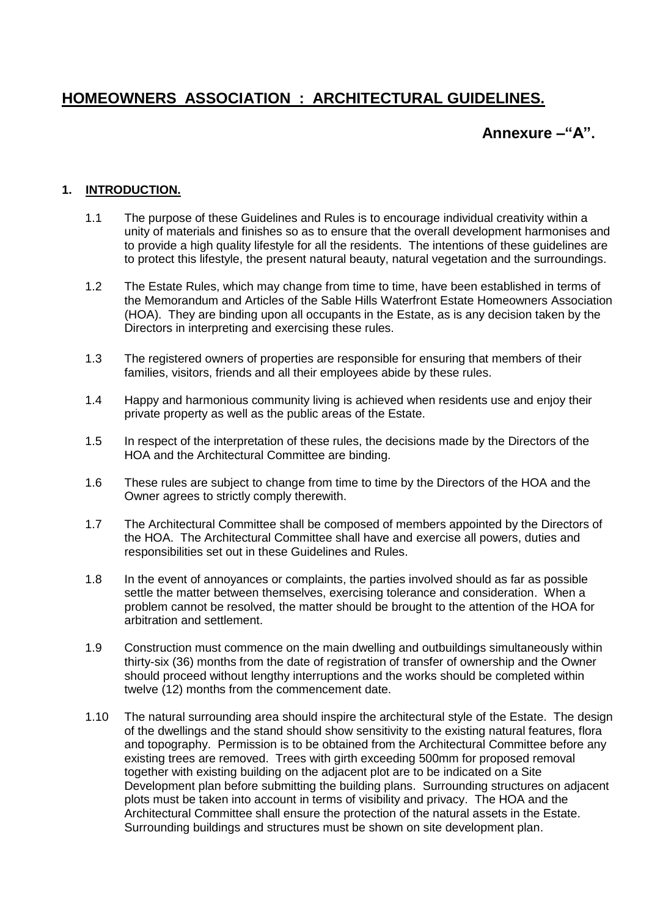# HOMEOWNERS ASSOCIATION : ARCHITECTURAL GUIDELINES.

**Annexure –"A".**

## 1. INTRODUCTION.

1.1 The purpose of these Guidelines and Rules is to encourage individual creativity within a unity of materials and finishes so as to ensure that the overall development harmonises and to provide a high quality lifestyle for all the residents. The intentions of these guidelines are to protect this lifestyle, the present natural beauty, natural vegetation and the surroundings.

1.2 The Estate Rules, which may change from time to time, have been established in terms of the Memorandum and Articles of the Sable Hills Waterfront Estate Homeowners Association (HOA). They are binding upon all occupants in the Estate, as is any decision taken by the Directors in interpreting and exercising these rules.

1.3 The registered owners of properties are responsible for ensuring that members of their families, visitors, friends and all their employees abide by these rules.

1.4 Happy and harmonious community living is achieved when residents use and enjoy their private property as well as the public areas of the Estate.

1.5 In respect of the interpretation of these rules, the decisions made by the Directors of the HOA and the Architectural Committee are binding.

1.6 These rules are subject to change from time to time by the Directors of the HOA and the Owner agrees to strictly comply therewith.

1.7 The Architectural Committee shall be composed of members appointed by the Directors of the HOA. The Architectural Committee shall have and exercise all powers, duties and responsibilities set out in these Guidelines and Rules.

1.8 In the event of annoyances or complaints, the parties involved should as far as possible settle the matter between themselves, exercising tolerance and consideration. When a problem cannot be resolved, the matter should be brought to the attention of the HOA for arbitration and settlement.

1.9 Construction must commence on the main dwelling and outbuildings simultaneously within thirty-six (36) months from the date of registration of transfer of ownership and the Owner should proceed without lengthy interruptions and the works should be completed within twelve (12) months from the commencement date.

1.10 The natural surrounding area should inspire the architectural style of the Estate. The design of the dwellings and the stand should show sensitivity to the existing natural features, flora and topography. Permission is to be obtained from the Architectural Committee before any existing trees are removed. Trees with girth exceeding 500mm for proposed removal together with existing building on the adjacent plot are to be indicated on a Site Development plan before submitting the building plans. Surrounding structures on adjacent plots must be taken into account in terms of visibility and privacy. The HOA and the Architectural Committee shall ensure the protection of the natural assets in the Estate. Surrounding buildings and structures must be shown on site development plan.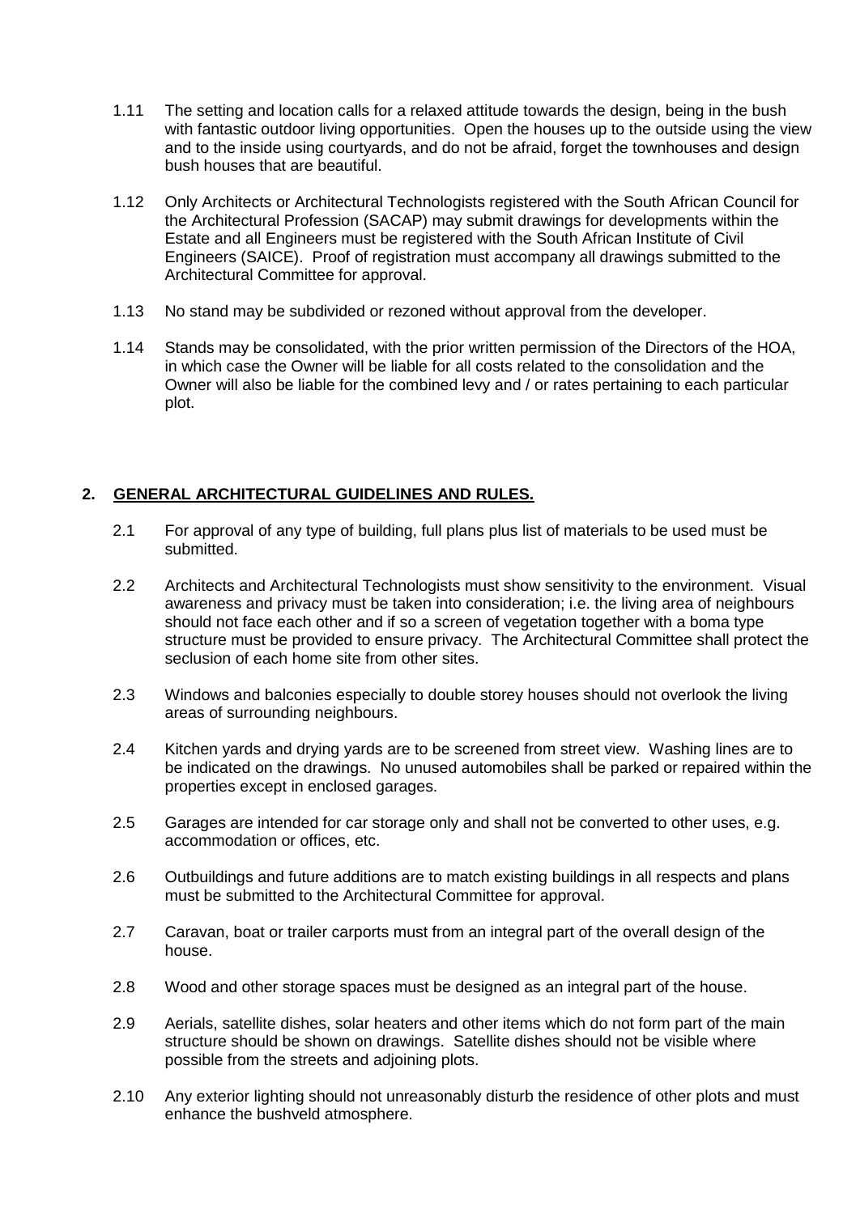1.11 The setting and location calls for a relaxed attitude towards the design, being in the bush with fantastic outdoor living opportunities. Open the houses up to the outside using the view and to the inside using courtyards, and do not be afraid, forget the townhouses and design bush houses that are beautiful.

1.12 Only Architects or Architectural Technologists registered with the South African Council for the Architectural Profession (SACAP) may submit drawings for developments within the Estate and all Engineers must be registered with the South African Institute of Civil Engineers (SAICE). Proof of registration must accompany all drawings submitted to the Architectural Committee for approval.

1.13 No stand may be subdivided or rezoned without approval from the developer.

1.14 Stands may be consolidated, with the prior written permission of the Directors of the HOA, in which case the Owner will be liable for all costs related to the consolidation and the Owner will also be liable for the combined levy and / or rates pertaining to each particular plot.

## 2. GENERAL ARCHITECTURAL GUIDELINES AND RULES.

2.1 For approval of any type of building, full plans plus list of materials to be used must be submitted.

2.2 Architects and Architectural Technologists must show sensitivity to the environment. Visual awareness and privacy must be taken into consideration; i.e. the living area of neighbours should not face each other and if so a screen of vegetation together with a boma type structure must be provided to ensure privacy. The Architectural Committee shall protect the seclusion of each home site from other sites.

2.3 Windows and balconies especially to double storey houses should not overlook the living areas of surrounding neighbours.

2.4 Kitchen yards and drying yards are to be screened from street view. Washing lines are to be indicated on the drawings. No unused automobiles shall be parked or repaired within the properties except in enclosed garages.

2.5 Garages are intended for car storage only and shall not be converted to other uses, e.g. accommodation or offices, etc.

2.6 Outbuildings and future additions are to match existing buildings in all respects and plans must be submitted to the Architectural Committee for approval.

2.7 Caravan, boat or trailer carports must from an integral part of the overall design of the house.

2.8 Wood and other storage spaces must be designed as an integral part of the house.

2.9 Aerials, satellite dishes, solar heaters and other items which do not form part of the main structure should be shown on drawings. Satellite dishes should not be visible where possible from the streets and adjoining plots.

2.10 Any exterior lighting should not unreasonably disturb the residence of other plots and must enhance the bushveld atmosphere.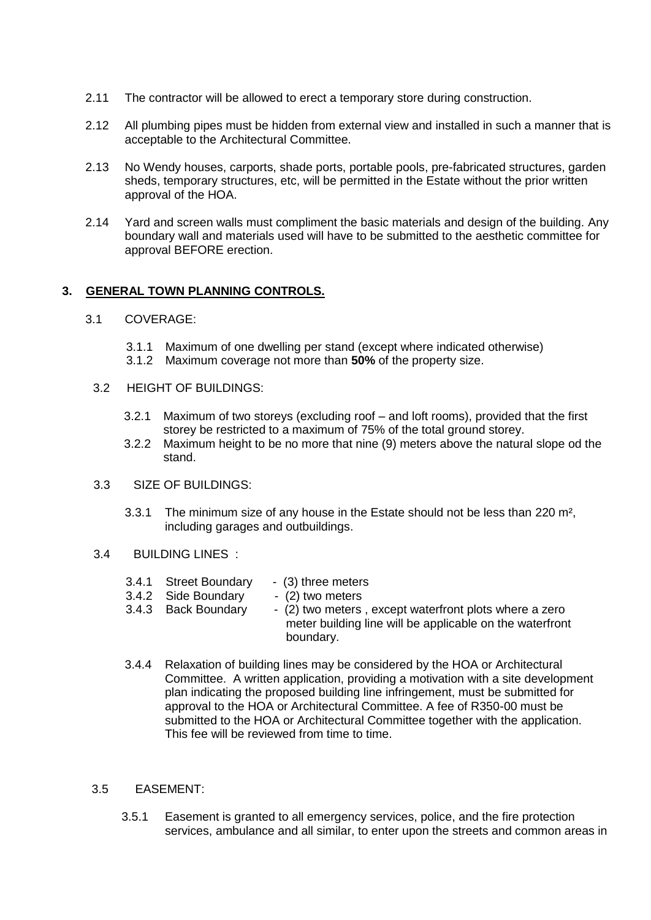2.11 The contractor will be allowed to erect a temporary store during construction.

2.12 All plumbing pipes must be hidden from external view and installed in such a manner that is acceptable to the Architectural Committee.

2.13 No Wendy houses, carports, shade ports, portable pools, pre-fabricated structures, garden sheds, temporary structures, etc, will be permitted in the Estate without the prior written approval of the HOA.

2.14 Yard and screen walls must compliment the basic materials and design of the building. Any boundary wall and materials used will have to be submitted to the aesthetic committee for approval BEFORE erection.

## 3. GENERAL TOWN PLANNING CONTROLS.

3.1 COVERAGE:

3.1.1 Maximum of one dwelling per stand (except where indicated otherwise)
3.1.2 Maximum coverage not more than **50%** of the property size.

3.2 HEIGHT OF BUILDINGS:

3.2.1 Maximum of two storeys (excluding roof – and loft rooms), provided that the first storey be restricted to a maximum of 75% of the total ground storey.
3.2.2 Maximum height to be no more that nine (9) meters above the natural slope od the stand.

3.3 SIZE OF BUILDINGS:

3.3.1 The minimum size of any house in the Estate should not be less than 220 m², including garages and outbuildings.

3.4 BUILDING LINES :

3.4.1 Street Boundary - (3) three meters
3.4.2 Side Boundary - (2) two meters
3.4.3 Back Boundary - (2) two meters , except waterfront plots where a zero meter building line will be applicable on the waterfront boundary.

3.4.4 Relaxation of building lines may be considered by the HOA or Architectural Committee. A written application, providing a motivation with a site development plan indicating the proposed building line infringement, must be submitted for approval to the HOA or Architectural Committee. A fee of R350-00 must be submitted to the HOA or Architectural Committee together with the application. This fee will be reviewed from time to time.

3.5 EASEMENT:

3.5.1 Easement is granted to all emergency services, police, and the fire protection services, ambulance and all similar, to enter upon the streets and common areas in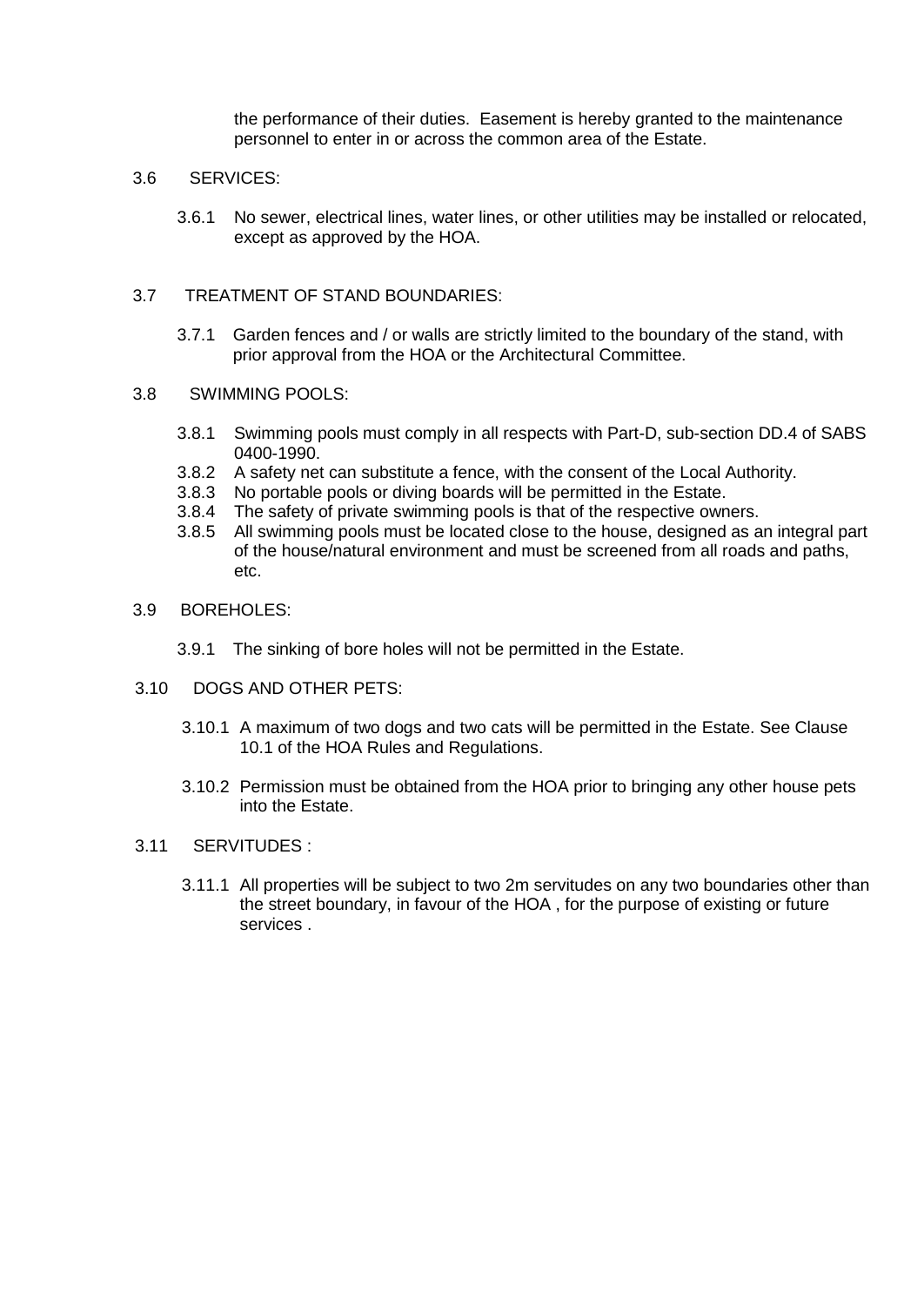the performance of their duties. Easement is hereby granted to the maintenance personnel to enter in or across the common area of the Estate.

3.6 SERVICES:

3.6.1 No sewer, electrical lines, water lines, or other utilities may be installed or relocated, except as approved by the HOA.

3.7 TREATMENT OF STAND BOUNDARIES:

3.7.1 Garden fences and / or walls are strictly limited to the boundary of the stand, with prior approval from the HOA or the Architectural Committee.

3.8 SWIMMING POOLS:

3.8.1 Swimming pools must comply in all respects with Part-D, sub-section DD.4 of SABS 0400-1990.
3.8.2 A safety net can substitute a fence, with the consent of the Local Authority.
3.8.3 No portable pools or diving boards will be permitted in the Estate.
3.8.4 The safety of private swimming pools is that of the respective owners.
3.8.5 All swimming pools must be located close to the house, designed as an integral part of the house/natural environment and must be screened from all roads and paths, etc.

3.9 BOREHOLES:

3.9.1 The sinking of bore holes will not be permitted in the Estate.

3.10 DOGS AND OTHER PETS:

3.10.1 A maximum of two dogs and two cats will be permitted in the Estate. See Clause 10.1 of the HOA Rules and Regulations.

3.10.2 Permission must be obtained from the HOA prior to bringing any other house pets into the Estate.

3.11 SERVITUDES :

3.11.1 All properties will be subject to two 2m servitudes on any two boundaries other than the street boundary, in favour of the HOA , for the purpose of existing or future services .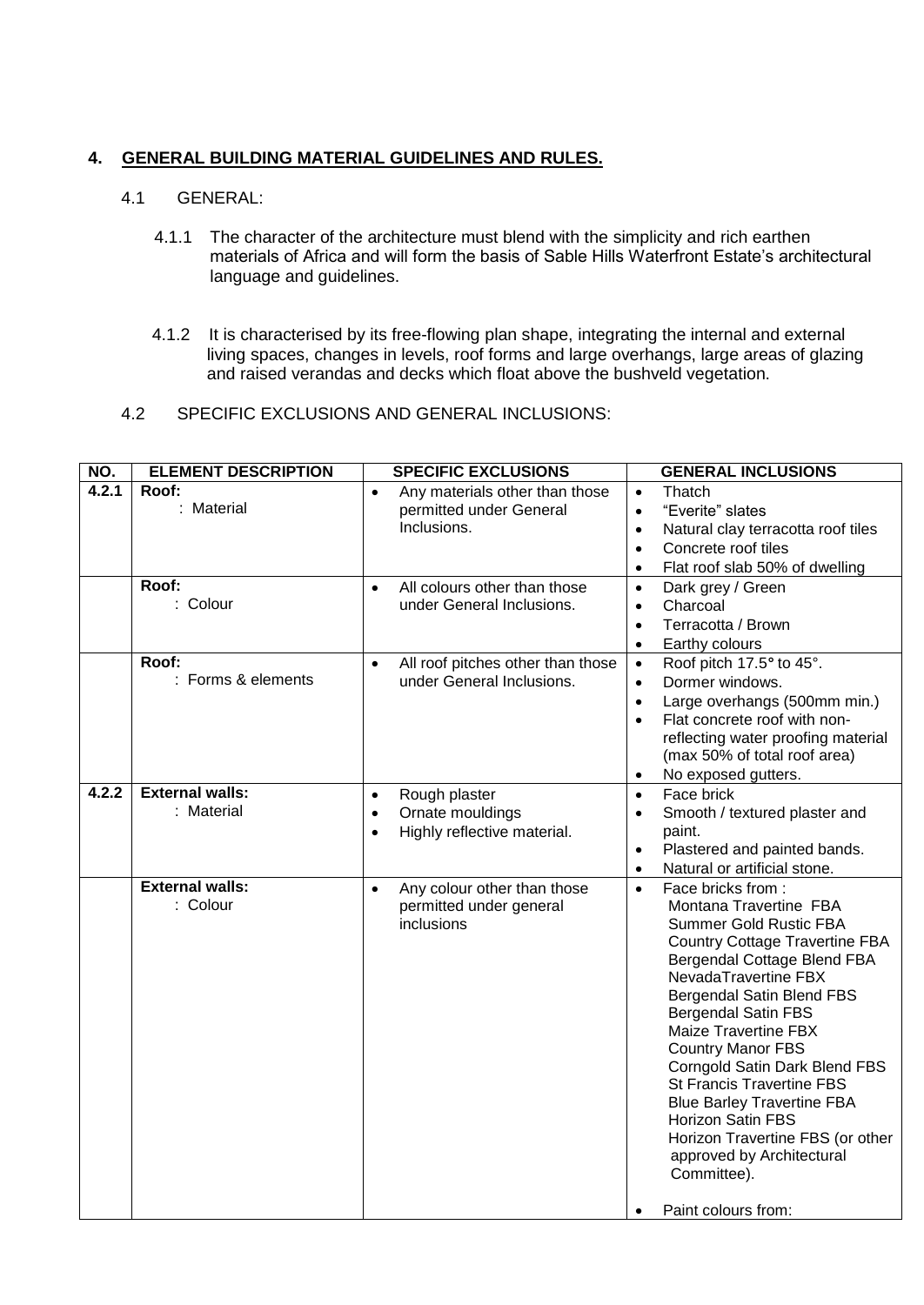## 4. GENERAL BUILDING MATERIAL GUIDELINES AND RULES.

### 4.1 GENERAL:

4.1.1 The character of the architecture must blend with the simplicity and rich earthen materials of Africa and will form the basis of Sable Hills Waterfront Estate's architectural language and guidelines.

4.1.2 It is characterised by its free-flowing plan shape, integrating the internal and external living spaces, changes in levels, roof forms and large overhangs, large areas of glazing and raised verandas and decks which float above the bushveld vegetation.

### 4.2 SPECIFIC EXCLUSIONS AND GENERAL INCLUSIONS:

| NO. | ELEMENT DESCRIPTION | SPECIFIC EXCLUSIONS | GENERAL INCLUSIONS |
|---|---|---|---|
| **4.2.1** | **Roof:**<br>: Material | • Any materials other than those permitted under General Inclusions. | • Thatch<br>• "Everite" slates<br>• Natural clay terracotta roof tiles<br>• Concrete roof tiles<br>• Flat roof slab 50% of dwelling |
| | **Roof:**<br>: Colour | • All colours other than those under General Inclusions. | • Dark grey / Green<br>• Charcoal<br>• Terracotta / Brown<br>• Earthy colours |
| | **Roof:**<br>: Forms & elements | • All roof pitches other than those under General Inclusions. | • Roof pitch 17.5° to 45°.<br>• Dormer windows.<br>• Large overhangs (500mm min.)<br>• Flat concrete roof with non-reflecting water proofing material (max 50% of total roof area)<br>• No exposed gutters. |
| **4.2.2** | **External walls:**<br>: Material | • Rough plaster<br>• Ornate mouldings<br>• Highly reflective material. | • Face brick<br>• Smooth / textured plaster and paint.<br>• Plastered and painted bands.<br>• Natural or artificial stone. |
| | **External walls:**<br>: Colour | • Any colour other than those permitted under general inclusions | • Face bricks from :<br>Montana Travertine FBA<br>Summer Gold Rustic FBA<br>Country Cottage Travertine FBA<br>Bergendal Cottage Blend FBA<br>NevadaTravertine FBX<br>Bergendal Satin Blend FBS<br>Bergendal Satin FBS<br>Maize Travertine FBX<br>Country Manor FBS<br>Corngold Satin Dark Blend FBS<br>St Francis Travertine FBS<br>Blue Barley Travertine FBA<br>Horizon Satin FBS<br>Horizon Travertine FBS (or other approved by Architectural Committee).<br><br>• Paint colours from: |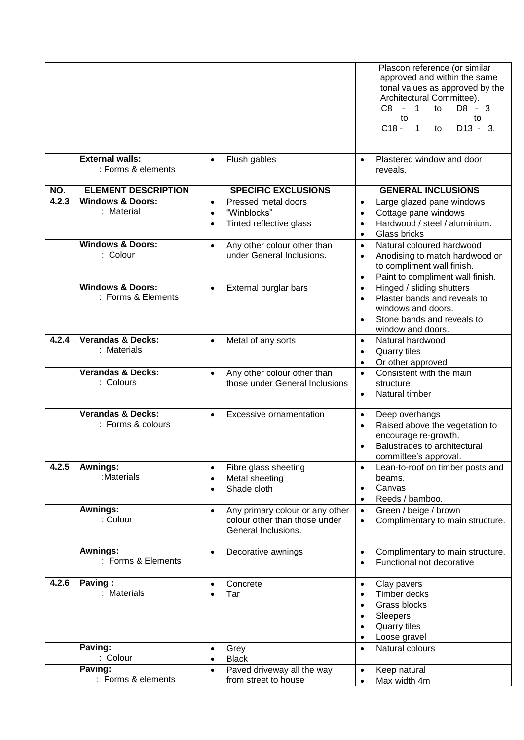| | | | Plascon reference (or similar approved and within the same tonal values as approved by the Architectural Committee). C8 - 1 to D8 - 3 to to C18 - 1 to D13 - 3. |
|---|---|---|---|
| | **External walls:** : Forms & elements | • Flush gables | • Plastered window and door reveals. |

| NO. | ELEMENT DESCRIPTION | SPECIFIC EXCLUSIONS | GENERAL INCLUSIONS |
|---|---|---|---|
| **4.2.3** | **Windows & Doors:** : Material | • Pressed metal doors • "Winblocks" • Tinted reflective glass | • Large glazed pane windows • Cottage pane windows • Hardwood / steel / aluminium. • Glass bricks |
| | **Windows & Doors:** : Colour | • Any other colour other than under General Inclusions. | • Natural coloured hardwood • Anodising to match hardwood or to compliment wall finish. • Paint to compliment wall finish. |
| | **Windows & Doors:** : Forms & Elements | • External burglar bars | • Hinged / sliding shutters • Plaster bands and reveals to windows and doors. • Stone bands and reveals to window and doors. |
| **4.2.4** | **Verandas & Decks:** : Materials | • Metal of any sorts | • Natural hardwood • Quarry tiles • Or other approved |
| | **Verandas & Decks:** : Colours | • Any other colour other than those under General Inclusions | • Consistent with the main structure • Natural timber |
| | **Verandas & Decks:** : Forms & colours | • Excessive ornamentation | • Deep overhangs • Raised above the vegetation to encourage re-growth. • Balustrades to architectural committee's approval. |
| **4.2.5** | **Awnings:** :Materials | • Fibre glass sheeting • Metal sheeting • Shade cloth | • Lean-to-roof on timber posts and beams. • Canvas • Reeds / bamboo. |
| | **Awnings:** : Colour | • Any primary colour or any other colour other than those under General Inclusions. | • Green / beige / brown • Complimentary to main structure. |
| | **Awnings:** : Forms & Elements | • Decorative awnings | • Complimentary to main structure. • Functional not decorative |
| **4.2.6** | **Paving :** : Materials | • Concrete • Tar | • Clay pavers • Timber decks • Grass blocks • Sleepers • Quarry tiles • Loose gravel |
| | **Paving:** : Colour | • Grey • Black | • Natural colours |
| | **Paving:** : Forms & elements | • Paved driveway all the way from street to house | • Keep natural • Max width 4m |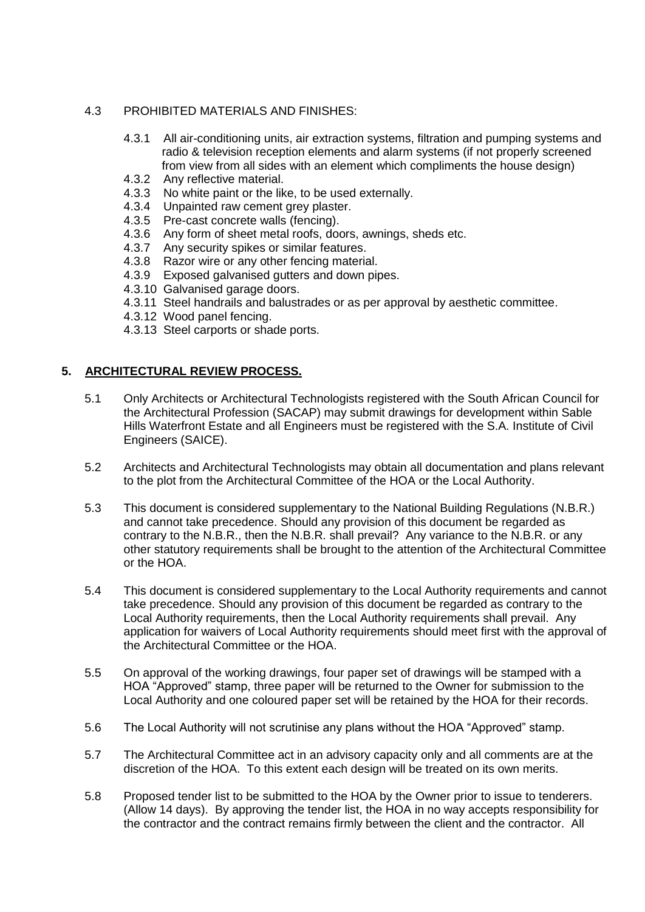4.3 PROHIBITED MATERIALS AND FINISHES:

- 4.3.1 All air-conditioning units, air extraction systems, filtration and pumping systems and radio & television reception elements and alarm systems (if not properly screened from view from all sides with an element which compliments the house design)
- 4.3.2 Any reflective material.
- 4.3.3 No white paint or the like, to be used externally.
- 4.3.4 Unpainted raw cement grey plaster.
- 4.3.5 Pre-cast concrete walls (fencing).
- 4.3.6 Any form of sheet metal roofs, doors, awnings, sheds etc.
- 4.3.7 Any security spikes or similar features.
- 4.3.8 Razor wire or any other fencing material.
- 4.3.9 Exposed galvanised gutters and down pipes.
- 4.3.10 Galvanised garage doors.
- 4.3.11 Steel handrails and balustrades or as per approval by aesthetic committee.
- 4.3.12 Wood panel fencing.
- 4.3.13 Steel carports or shade ports.

## 5. ARCHITECTURAL REVIEW PROCESS.

5.1 Only Architects or Architectural Technologists registered with the South African Council for the Architectural Profession (SACAP) may submit drawings for development within Sable Hills Waterfront Estate and all Engineers must be registered with the S.A. Institute of Civil Engineers (SAICE).

5.2 Architects and Architectural Technologists may obtain all documentation and plans relevant to the plot from the Architectural Committee of the HOA or the Local Authority.

5.3 This document is considered supplementary to the National Building Regulations (N.B.R.) and cannot take precedence. Should any provision of this document be regarded as contrary to the N.B.R., then the N.B.R. shall prevail? Any variance to the N.B.R. or any other statutory requirements shall be brought to the attention of the Architectural Committee or the HOA.

5.4 This document is considered supplementary to the Local Authority requirements and cannot take precedence. Should any provision of this document be regarded as contrary to the Local Authority requirements, then the Local Authority requirements shall prevail. Any application for waivers of Local Authority requirements should meet first with the approval of the Architectural Committee or the HOA.

5.5 On approval of the working drawings, four paper set of drawings will be stamped with a HOA "Approved" stamp, three paper will be returned to the Owner for submission to the Local Authority and one coloured paper set will be retained by the HOA for their records.

5.6 The Local Authority will not scrutinise any plans without the HOA "Approved" stamp.

5.7 The Architectural Committee act in an advisory capacity only and all comments are at the discretion of the HOA. To this extent each design will be treated on its own merits.

5.8 Proposed tender list to be submitted to the HOA by the Owner prior to issue to tenderers. (Allow 14 days). By approving the tender list, the HOA in no way accepts responsibility for the contractor and the contract remains firmly between the client and the contractor. All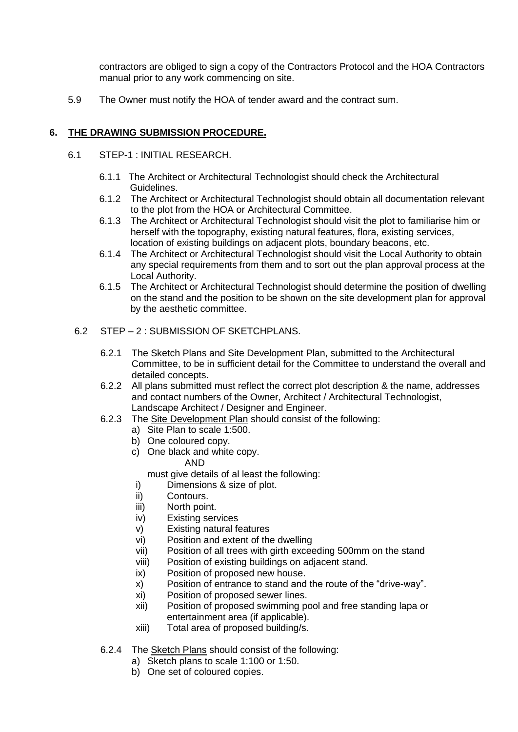contractors are obliged to sign a copy of the Contractors Protocol and the HOA Contractors manual prior to any work commencing on site.

5.9 The Owner must notify the HOA of tender award and the contract sum.

## 6. THE DRAWING SUBMISSION PROCEDURE.

6.1 STEP-1 : INITIAL RESEARCH.

6.1.1 The Architect or Architectural Technologist should check the Architectural Guidelines.

6.1.2 The Architect or Architectural Technologist should obtain all documentation relevant to the plot from the HOA or Architectural Committee.

6.1.3 The Architect or Architectural Technologist should visit the plot to familiarise him or herself with the topography, existing natural features, flora, existing services, location of existing buildings on adjacent plots, boundary beacons, etc.

6.1.4 The Architect or Architectural Technologist should visit the Local Authority to obtain any special requirements from them and to sort out the plan approval process at the Local Authority.

6.1.5 The Architect or Architectural Technologist should determine the position of dwelling on the stand and the position to be shown on the site development plan for approval by the aesthetic committee.

6.2 STEP – 2 : SUBMISSION OF SKETCHPLANS.

6.2.1 The Sketch Plans and Site Development Plan, submitted to the Architectural Committee, to be in sufficient detail for the Committee to understand the overall and detailed concepts.

6.2.2 All plans submitted must reflect the correct plot description & the name, addresses and contact numbers of the Owner, Architect / Architectural Technologist, Landscape Architect / Designer and Engineer.

6.2.3 The Site Development Plan should consist of the following:

a) Site Plan to scale 1:500.
b) One coloured copy.
c) One black and white copy.

AND

must give details of al least the following:

i) Dimensions & size of plot.
ii) Contours.
iii) North point.
iv) Existing services
v) Existing natural features
vi) Position and extent of the dwelling
vii) Position of all trees with girth exceeding 500mm on the stand
viii) Position of existing buildings on adjacent stand.
ix) Position of proposed new house.
x) Position of entrance to stand and the route of the "drive-way".
xi) Position of proposed sewer lines.
xii) Position of proposed swimming pool and free standing lapa or entertainment area (if applicable).
xiii) Total area of proposed building/s.

6.2.4 The Sketch Plans should consist of the following:

a) Sketch plans to scale 1:100 or 1:50.
b) One set of coloured copies.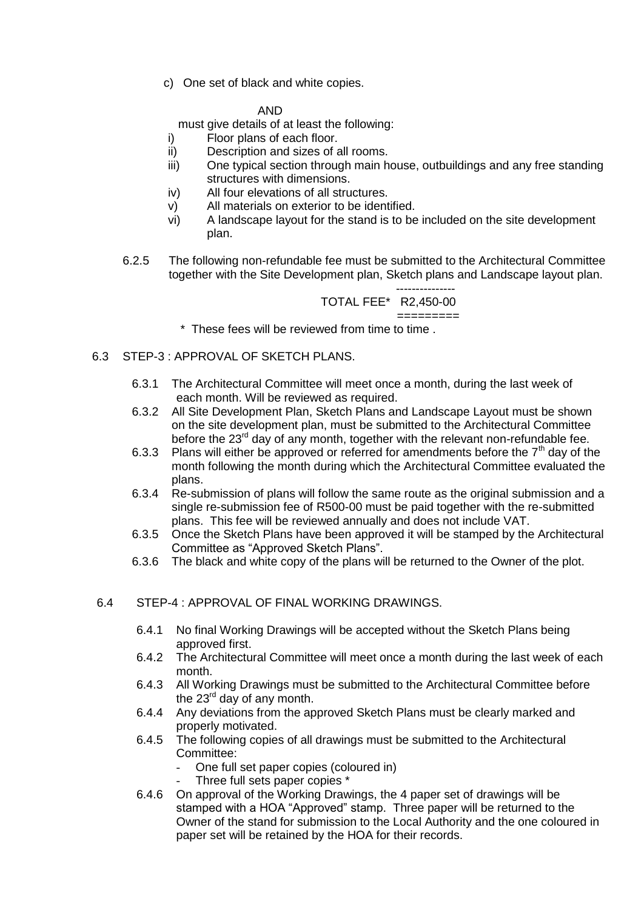c) One set of black and white copies.

AND

must give details of at least the following:

i) Floor plans of each floor.
ii) Description and sizes of all rooms.
iii) One typical section through main house, outbuildings and any free standing structures with dimensions.
iv) All four elevations of all structures.
v) All materials on exterior to be identified.
vi) A landscape layout for the stand is to be included on the site development plan.

6.2.5 The following non-refundable fee must be submitted to the Architectural Committee together with the Site Development plan, Sketch plans and Landscape layout plan.

---------------
TOTAL FEE* R2,450-00
=========

\* These fees will be reviewed from time to time .

6.3 STEP-3 : APPROVAL OF SKETCH PLANS.

6.3.1 The Architectural Committee will meet once a month, during the last week of each month. Will be reviewed as required.

6.3.2 All Site Development Plan, Sketch Plans and Landscape Layout must be shown on the site development plan, must be submitted to the Architectural Committee before the 23rd day of any month, together with the relevant non-refundable fee.

6.3.3 Plans will either be approved or referred for amendments before the 7th day of the month following the month during which the Architectural Committee evaluated the plans.

6.3.4 Re-submission of plans will follow the same route as the original submission and a single re-submission fee of R500-00 must be paid together with the re-submitted plans. This fee will be reviewed annually and does not include VAT.

6.3.5 Once the Sketch Plans have been approved it will be stamped by the Architectural Committee as "Approved Sketch Plans".

6.3.6 The black and white copy of the plans will be returned to the Owner of the plot.

6.4 STEP-4 : APPROVAL OF FINAL WORKING DRAWINGS.

6.4.1 No final Working Drawings will be accepted without the Sketch Plans being approved first.

6.4.2 The Architectural Committee will meet once a month during the last week of each month.

6.4.3 All Working Drawings must be submitted to the Architectural Committee before the 23rd day of any month.

6.4.4 Any deviations from the approved Sketch Plans must be clearly marked and properly motivated.

6.4.5 The following copies of all drawings must be submitted to the Architectural Committee:

- One full set paper copies (coloured in)
- Three full sets paper copies *

6.4.6 On approval of the Working Drawings, the 4 paper set of drawings will be stamped with a HOA "Approved" stamp. Three paper will be returned to the Owner of the stand for submission to the Local Authority and the one coloured in paper set will be retained by the HOA for their records.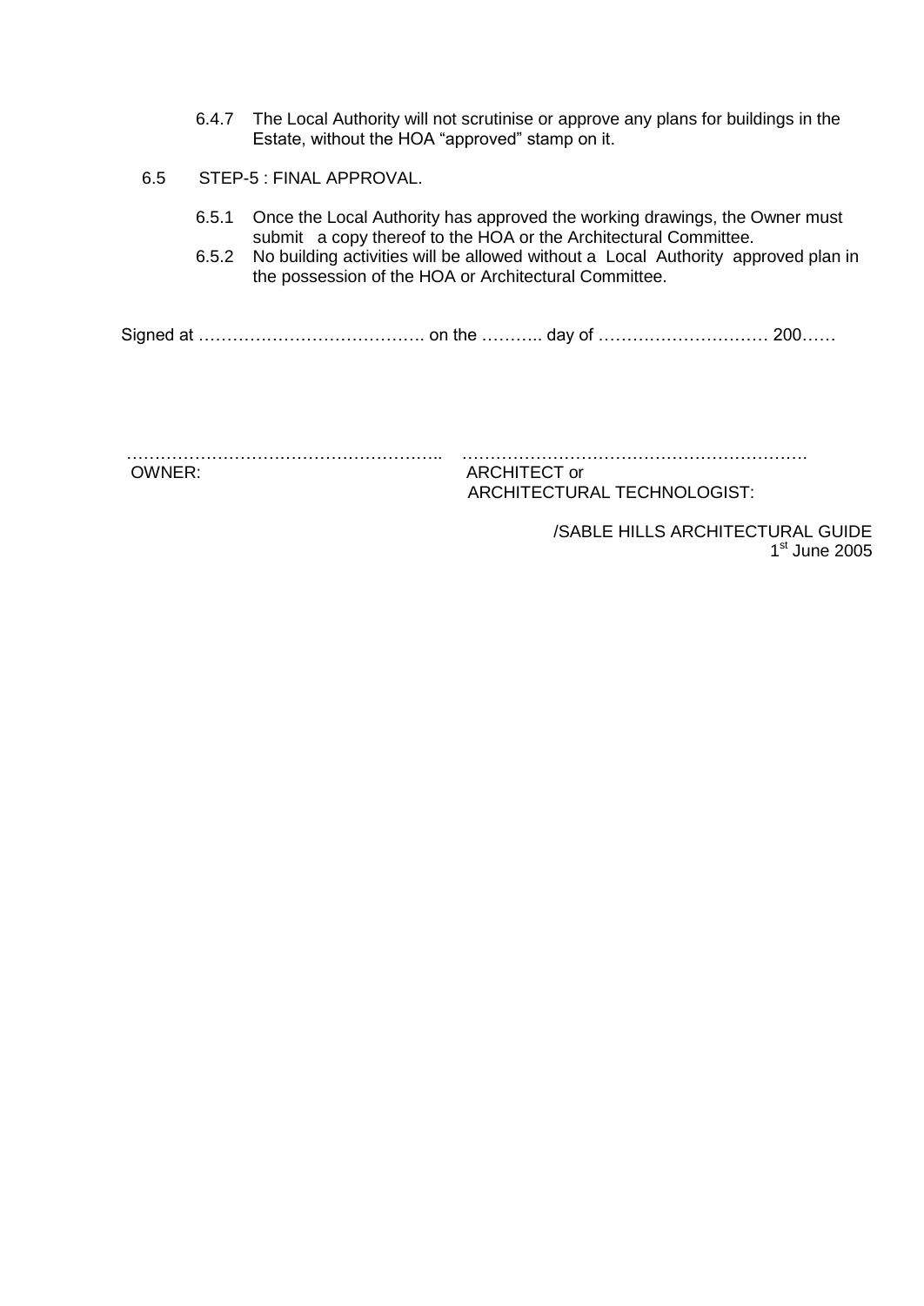6.4.7 The Local Authority will not scrutinise or approve any plans for buildings in the Estate, without the HOA "approved" stamp on it.

6.5 STEP-5 : FINAL APPROVAL.

6.5.1 Once the Local Authority has approved the working drawings, the Owner must submit a copy thereof to the HOA or the Architectural Committee.

6.5.2 No building activities will be allowed without a Local Authority approved plan in the possession of the HOA or Architectural Committee.

Signed at …………………………………. on the ……….. day of ………………………… 200……

……………………………………………….. ……………………………………………………

OWNER: ARCHITECT or ARCHITECTURAL TECHNOLOGIST:

/SABLE HILLS ARCHITECTURAL GUIDE
1st June 2005